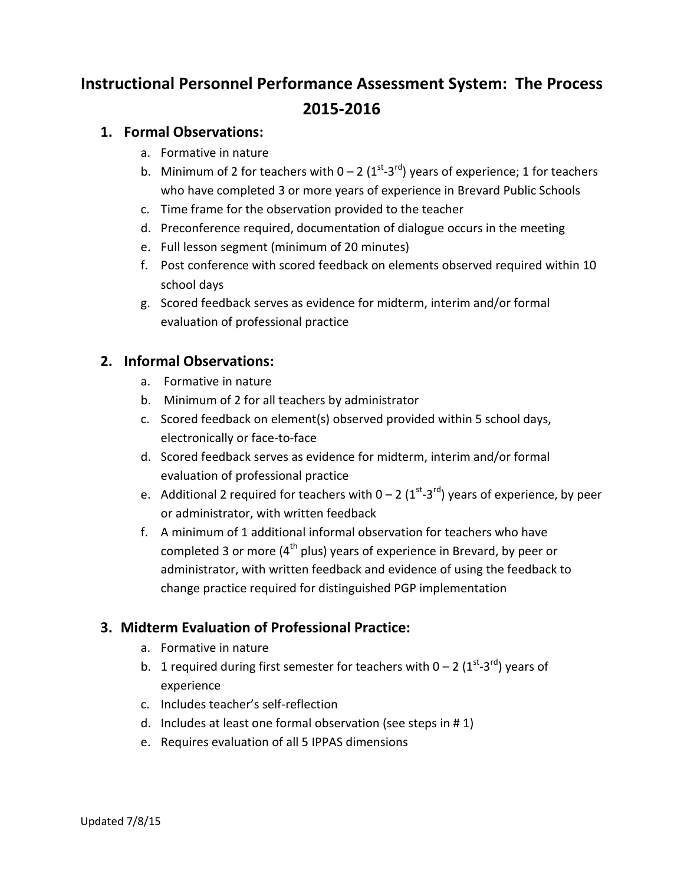# Instructional Personnel Performance Assessment System: The Process 2015-2016

## 1. Formal Observations:

a. Formative in nature
b. Minimum of 2 for teachers with 0 – 2 (1st-3rd) years of experience; 1 for teachers who have completed 3 or more years of experience in Brevard Public Schools
c. Time frame for the observation provided to the teacher
d. Preconference required, documentation of dialogue occurs in the meeting
e. Full lesson segment (minimum of 20 minutes)
f. Post conference with scored feedback on elements observed required within 10 school days
g. Scored feedback serves as evidence for midterm, interim and/or formal evaluation of professional practice

## 2. Informal Observations:

a. Formative in nature
b. Minimum of 2 for all teachers by administrator
c. Scored feedback on element(s) observed provided within 5 school days, electronically or face-to-face
d. Scored feedback serves as evidence for midterm, interim and/or formal evaluation of professional practice
e. Additional 2 required for teachers with 0 – 2 (1st-3rd) years of experience, by peer or administrator, with written feedback
f. A minimum of 1 additional informal observation for teachers who have completed 3 or more (4th plus) years of experience in Brevard, by peer or administrator, with written feedback and evidence of using the feedback to change practice required for distinguished PGP implementation

## 3. Midterm Evaluation of Professional Practice:

a. Formative in nature
b. 1 required during first semester for teachers with 0 – 2 (1st-3rd) years of experience
c. Includes teacher's self-reflection
d. Includes at least one formal observation (see steps in # 1)
e. Requires evaluation of all 5 IPPAS dimensions

Updated 7/8/15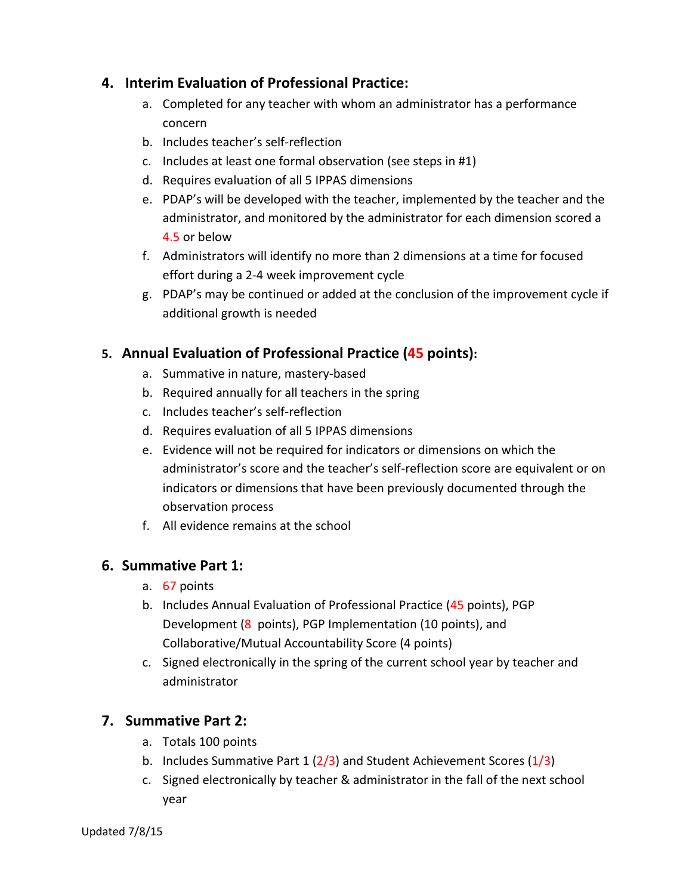## 4. Interim Evaluation of Professional Practice:

a. Completed for any teacher with whom an administrator has a performance concern
b. Includes teacher's self-reflection
c. Includes at least one formal observation (see steps in #1)
d. Requires evaluation of all 5 IPPAS dimensions
e. PDAP's will be developed with the teacher, implemented by the teacher and the administrator, and monitored by the administrator for each dimension scored a 4.5 or below
f. Administrators will identify no more than 2 dimensions at a time for focused effort during a 2-4 week improvement cycle
g. PDAP's may be continued or added at the conclusion of the improvement cycle if additional growth is needed

## 5. Annual Evaluation of Professional Practice (45 points):

a. Summative in nature, mastery-based
b. Required annually for all teachers in the spring
c. Includes teacher's self-reflection
d. Requires evaluation of all 5 IPPAS dimensions
e. Evidence will not be required for indicators or dimensions on which the administrator's score and the teacher's self-reflection score are equivalent or on indicators or dimensions that have been previously documented through the observation process
f. All evidence remains at the school

## 6. Summative Part 1:

a. 67 points
b. Includes Annual Evaluation of Professional Practice (45 points), PGP Development (8 points), PGP Implementation (10 points), and Collaborative/Mutual Accountability Score (4 points)
c. Signed electronically in the spring of the current school year by teacher and administrator

## 7. Summative Part 2:

a. Totals 100 points
b. Includes Summative Part 1 (2/3) and Student Achievement Scores (1/3)
c. Signed electronically by teacher & administrator in the fall of the next school year

Updated 7/8/15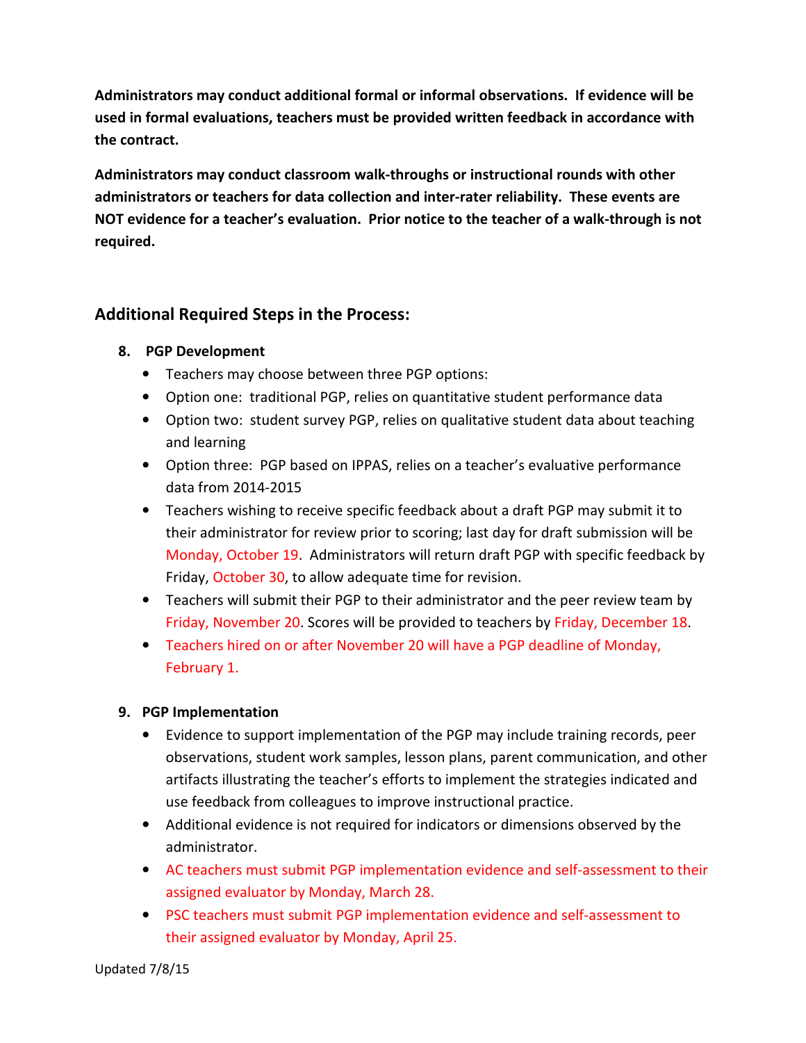**Administrators may conduct additional formal or informal observations. If evidence will be used in formal evaluations, teachers must be provided written feedback in accordance with the contract.**

**Administrators may conduct classroom walk-throughs or instructional rounds with other administrators or teachers for data collection and inter-rater reliability. These events are NOT evidence for a teacher's evaluation. Prior notice to the teacher of a walk-through is not required.**

## Additional Required Steps in the Process:

8. **PGP Development**
   - Teachers may choose between three PGP options:
   - Option one: traditional PGP, relies on quantitative student performance data
   - Option two: student survey PGP, relies on qualitative student data about teaching and learning
   - Option three: PGP based on IPPAS, relies on a teacher's evaluative performance data from 2014-2015
   - Teachers wishing to receive specific feedback about a draft PGP may submit it to their administrator for review prior to scoring; last day for draft submission will be Monday, October 19. Administrators will return draft PGP with specific feedback by Friday, October 30, to allow adequate time for revision.
   - Teachers will submit their PGP to their administrator and the peer review team by Friday, November 20. Scores will be provided to teachers by Friday, December 18.
   - Teachers hired on or after November 20 will have a PGP deadline of Monday, February 1.

9. **PGP Implementation**
   - Evidence to support implementation of the PGP may include training records, peer observations, student work samples, lesson plans, parent communication, and other artifacts illustrating the teacher's efforts to implement the strategies indicated and use feedback from colleagues to improve instructional practice.
   - Additional evidence is not required for indicators or dimensions observed by the administrator.
   - AC teachers must submit PGP implementation evidence and self-assessment to their assigned evaluator by Monday, March 28.
   - PSC teachers must submit PGP implementation evidence and self-assessment to their assigned evaluator by Monday, April 25.

Updated 7/8/15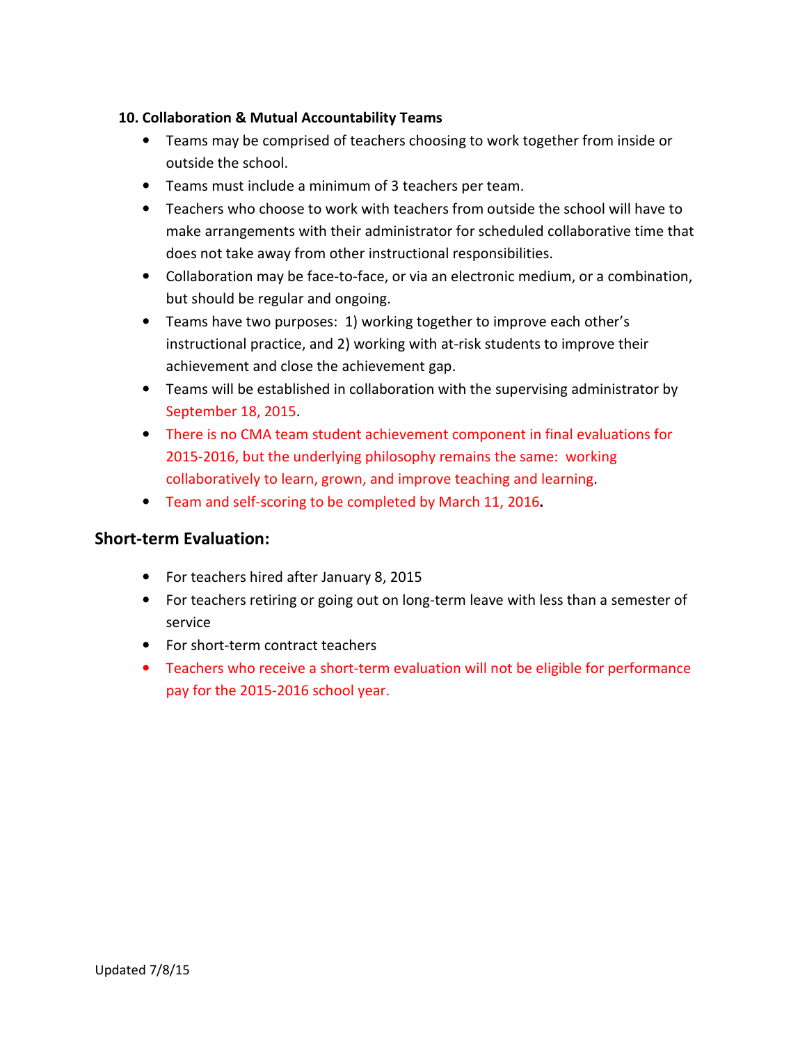**10. Collaboration & Mutual Accountability Teams**

- Teams may be comprised of teachers choosing to work together from inside or outside the school.
- Teams must include a minimum of 3 teachers per team.
- Teachers who choose to work with teachers from outside the school will have to make arrangements with their administrator for scheduled collaborative time that does not take away from other instructional responsibilities.
- Collaboration may be face-to-face, or via an electronic medium, or a combination, but should be regular and ongoing.
- Teams have two purposes: 1) working together to improve each other's instructional practice, and 2) working with at-risk students to improve their achievement and close the achievement gap.
- Teams will be established in collaboration with the supervising administrator by September 18, 2015.
- There is no CMA team student achievement component in final evaluations for 2015-2016, but the underlying philosophy remains the same: working collaboratively to learn, grown, and improve teaching and learning.
- Team and self-scoring to be completed by March 11, 2016**.**

## Short-term Evaluation:

- For teachers hired after January 8, 2015
- For teachers retiring or going out on long-term leave with less than a semester of service
- For short-term contract teachers
- Teachers who receive a short-term evaluation will not be eligible for performance pay for the 2015-2016 school year.

Updated 7/8/15